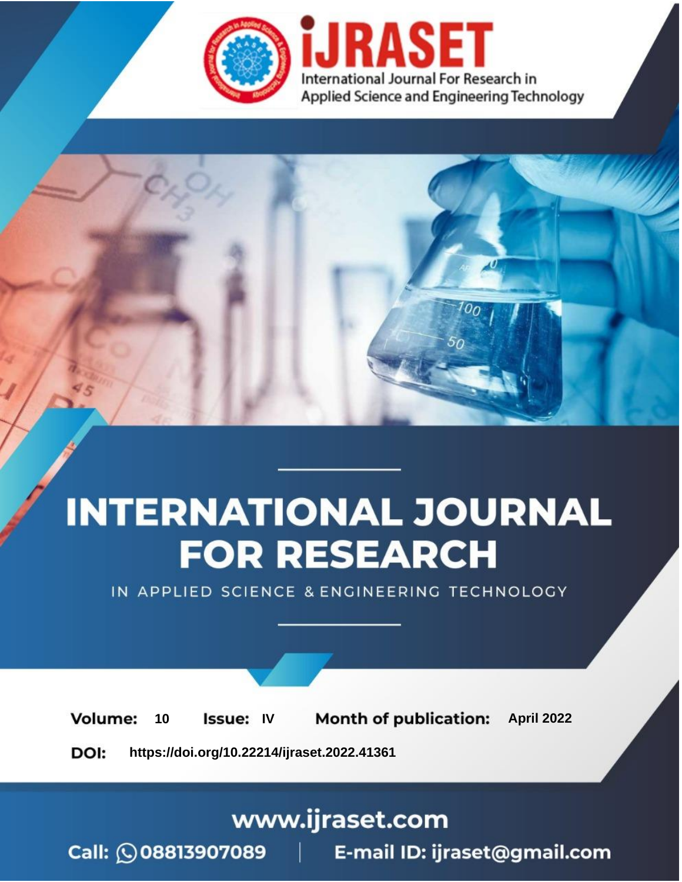# INTERNATIONAL JOURNAL FOR RESEARCH

IN APPLIED SCIENCE & ENGINEERING TECHNOLOGY

**Volume:** 10 **Issue:** IV **Month of publication:** April 2022

**DOI:** https://doi.org/10.22214/ijraset.2022.41361

www.ijraset.com

Call: 08813907089 | E-mail ID: ijraset@gmail.com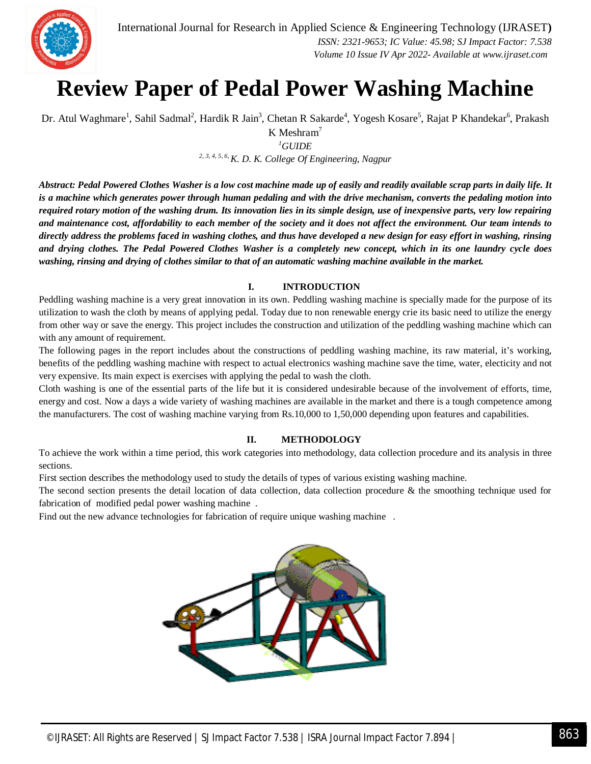# Review Paper of Pedal Power Washing Machine

Dr. Atul Waghmare[1], Sahil Sadmal[2], Hardik R Jain[3], Chetan R Sakarde[4], Yogesh Kosare[5], Rajat P Khandekar[6], Prakash K Meshram[7]

[1]*GUIDE*

[2, 3, 4, 5, 6,] *K. D. K. College Of Engineering, Nagpur*

***Abstract: Pedal Powered Clothes Washer is a low cost machine made up of easily and readily available scrap parts in daily life. It is a machine which generates power through human pedaling and with the drive mechanism, converts the pedaling motion into required rotary motion of the washing drum. Its innovation lies in its simple design, use of inexpensive parts, very low repairing and maintenance cost, affordability to each member of the society and it does not affect the environment. Our team intends to directly address the problems faced in washing clothes, and thus have developed a new design for easy effort in washing, rinsing and drying clothes. The Pedal Powered Clothes Washer is a completely new concept, which in its one laundry cycle does washing, rinsing and drying of clothes similar to that of an automatic washing machine available in the market.***

## I. INTRODUCTION

Peddling washing machine is a very great innovation in its own. Peddling washing machine is specially made for the purpose of its utilization to wash the cloth by means of applying pedal. Today due to non renewable energy crie its basic need to utilize the energy from other way or save the energy. This project includes the construction and utilization of the peddling washing machine which can with any amount of requirement.

The following pages in the report includes about the constructions of peddling washing machine, its raw material, it's working, benefits of the peddling washing machine with respect to actual electronics washing machine save the time, water, electicity and not very expensive. Its main expect is exercises with applying the pedal to wash the cloth.

Cloth washing is one of the essential parts of the life but it is considered undesirable because of the involvement of efforts, time, energy and cost. Now a days a wide variety of washing machines are available in the market and there is a tough competence among the manufacturers. The cost of washing machine varying from Rs.10,000 to 1,50,000 depending upon features and capabilities.

## II. METHODOLOGY

To achieve the work within a time period, this work categories into methodology, data collection procedure and its analysis in three sections.

First section describes the methodology used to study the details of types of various existing washing machine.

The second section presents the detail location of data collection, data collection procedure & the smoothing technique used for fabrication of modified pedal power washing machine .

Find out the new advance technologies for fabrication of require unique washing machine .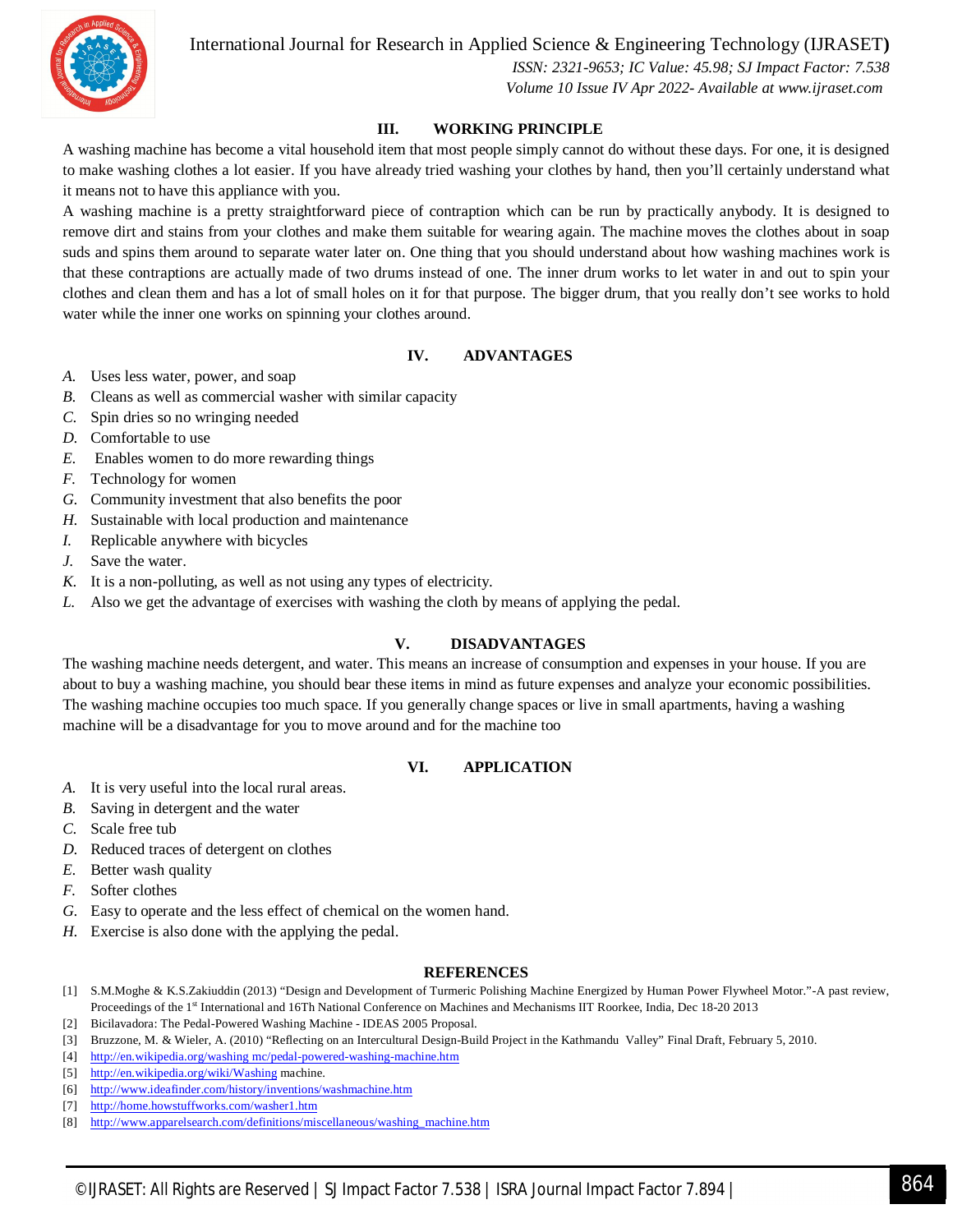## III. WORKING PRINCIPLE

A washing machine has become a vital household item that most people simply cannot do without these days. For one, it is designed to make washing clothes a lot easier. If you have already tried washing your clothes by hand, then you'll certainly understand what it means not to have this appliance with you.

A washing machine is a pretty straightforward piece of contraption which can be run by practically anybody. It is designed to remove dirt and stains from your clothes and make them suitable for wearing again. The machine moves the clothes about in soap suds and spins them around to separate water later on. One thing that you should understand about how washing machines work is that these contraptions are actually made of two drums instead of one. The inner drum works to let water in and out to spin your clothes and clean them and has a lot of small holes on it for that purpose. The bigger drum, that you really don't see works to hold water while the inner one works on spinning your clothes around.

## IV. ADVANTAGES

*A.* Uses less water, power, and soap
*B.* Cleans as well as commercial washer with similar capacity
*C.* Spin dries so no wringing needed
*D.* Comfortable to use
*E.* Enables women to do more rewarding things
*F.* Technology for women
*G.* Community investment that also benefits the poor
*H.* Sustainable with local production and maintenance
*I.* Replicable anywhere with bicycles
*J.* Save the water.
*K.* It is a non-polluting, as well as not using any types of electricity.
*L.* Also we get the advantage of exercises with washing the cloth by means of applying the pedal.

## V. DISADVANTAGES

The washing machine needs detergent, and water. This means an increase of consumption and expenses in your house. If you are about to buy a washing machine, you should bear these items in mind as future expenses and analyze your economic possibilities. The washing machine occupies too much space. If you generally change spaces or live in small apartments, having a washing machine will be a disadvantage for you to move around and for the machine too

## VI. APPLICATION

*A.* It is very useful into the local rural areas.
*B.* Saving in detergent and the water
*C.* Scale free tub
*D.* Reduced traces of detergent on clothes
*E.* Better wash quality
*F.* Softer clothes
*G.* Easy to operate and the less effect of chemical on the women hand.
*H.* Exercise is also done with the applying the pedal.

## REFERENCES

[1] S.M.Moghe & K.S.Zakiuddin (2013) "Design and Development of Turmeric Polishing Machine Energized by Human Power Flywheel Motor."-A past review, Proceedings of the 1st International and 16Th National Conference on Machines and Mechanisms IIT Roorkee, India, Dec 18-20 2013
[2] Bicilavadora: The Pedal-Powered Washing Machine - IDEAS 2005 Proposal.
[3] Bruzzone, M. & Wieler, A. (2010) "Reflecting on an Intercultural Design-Build Project in the Kathmandu Valley" Final Draft, February 5, 2010.
[4] http://en.wikipedia.org/washing mc/pedal-powered-washing-machine.htm
[5] http://en.wikipedia.org/wiki/Washing machine.
[6] http://www.ideafinder.com/history/inventions/washmachine.htm
[7] http://home.howstuffworks.com/washer1.htm
[8] http://www.apparelsearch.com/definitions/miscellaneous/washing_machine.htm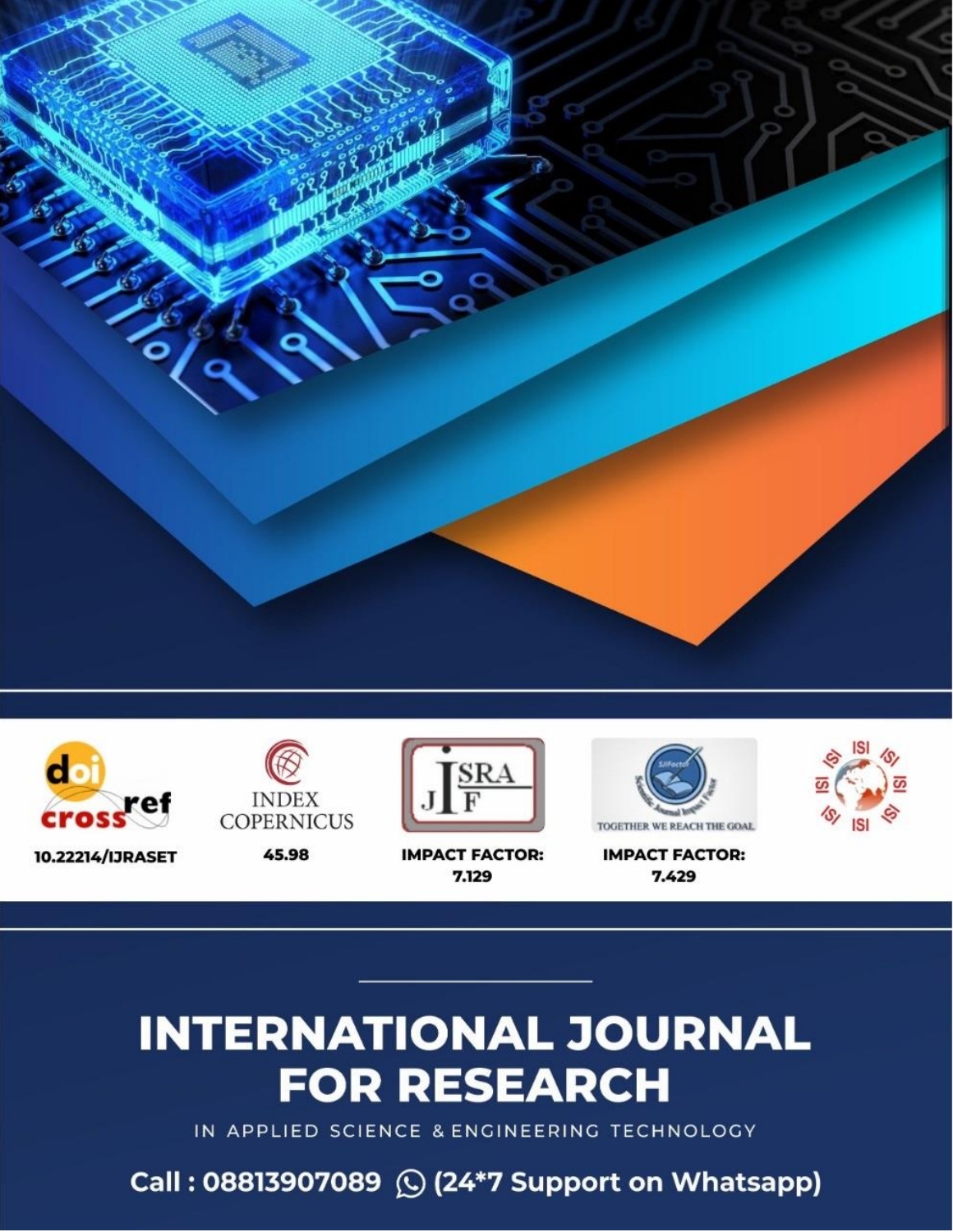10.22214/IJRASET

INDEX COPERNICUS

45.98

IMPACT FACTOR: 7.129

IMPACT FACTOR: 7.429

TOGETHER WE REACH THE GOAL

# INTERNATIONAL JOURNAL FOR RESEARCH

IN APPLIED SCIENCE & ENGINEERING TECHNOLOGY

Call : 08813907089 (24*7 Support on Whatsapp)